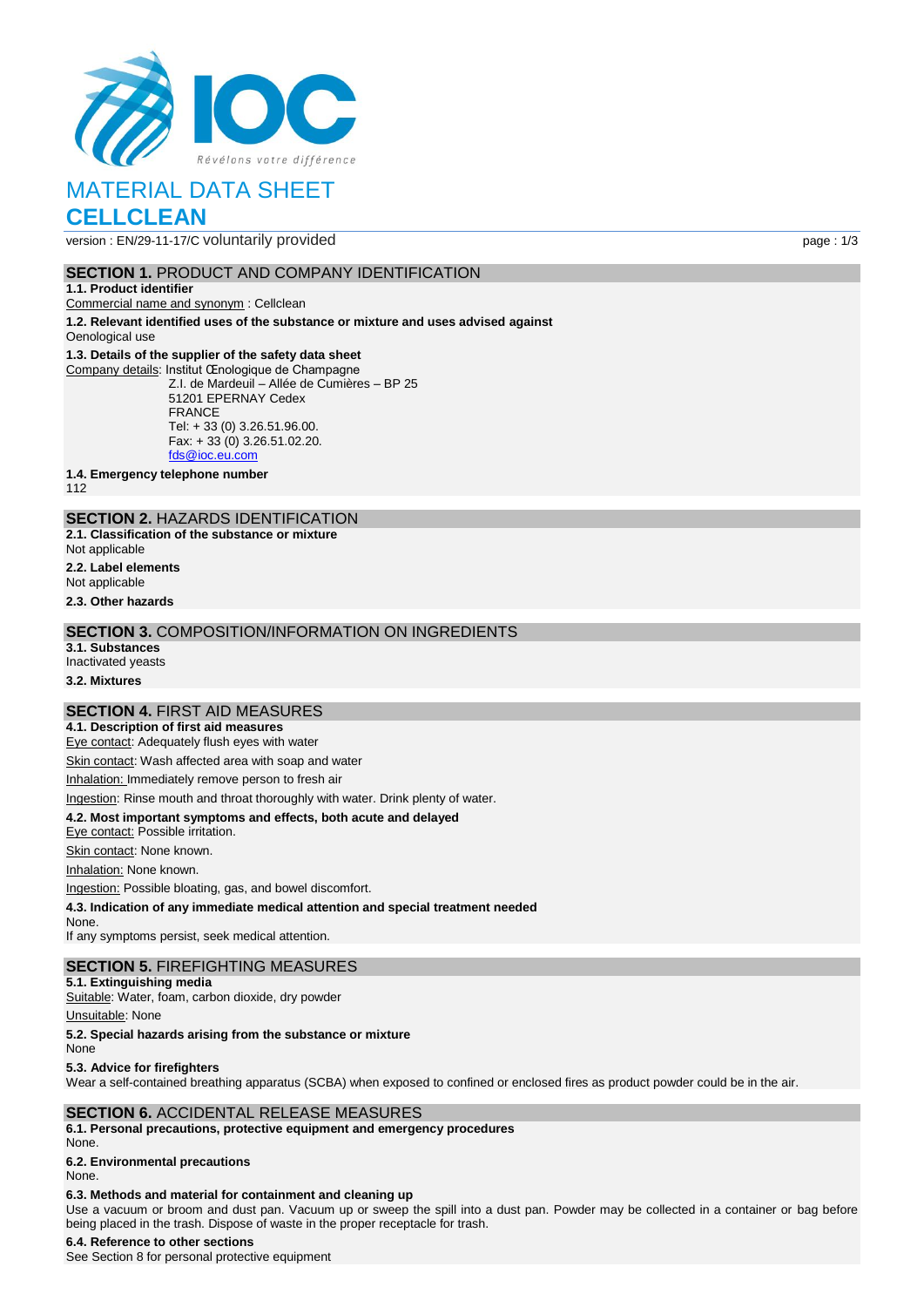# MATERIAL DATA SHEET

# CELLCLEAN

version : EN/29-11-17/C voluntarily provided

## SECTION 1. PRODUCT AND COMPANY IDENTIFICATION

**1.1. Product identifier**

Commercial name and synonym : Cellclean

**1.2. Relevant identified uses of the substance or mixture and uses advised against**

Oenological use

**1.3. Details of the supplier of the safety data sheet**

Company details: Institut Œnologique de Champagne
Z.I. de Mardeuil – Allée de Cumières – BP 25
51201 EPERNAY Cedex
FRANCE
Tel: + 33 (0) 3.26.51.96.00.
Fax: + 33 (0) 3.26.51.02.20.
fds@ioc.eu.com

**1.4. Emergency telephone number**

112

## SECTION 2. HAZARDS IDENTIFICATION

**2.1. Classification of the substance or mixture**

Not applicable

**2.2. Label elements**

Not applicable

**2.3. Other hazards**

## SECTION 3. COMPOSITION/INFORMATION ON INGREDIENTS

**3.1. Substances**

Inactivated yeasts

**3.2. Mixtures**

## SECTION 4. FIRST AID MEASURES

**4.1. Description of first aid measures**

Eye contact: Adequately flush eyes with water

Skin contact: Wash affected area with soap and water

Inhalation: Immediately remove person to fresh air

Ingestion: Rinse mouth and throat thoroughly with water. Drink plenty of water.

**4.2. Most important symptoms and effects, both acute and delayed**

Eye contact: Possible irritation.

Skin contact: None known.

Inhalation: None known.

Ingestion: Possible bloating, gas, and bowel discomfort.

**4.3. Indication of any immediate medical attention and special treatment needed**

None.

If any symptoms persist, seek medical attention.

## SECTION 5. FIREFIGHTING MEASURES

**5.1. Extinguishing media**

Suitable: Water, foam, carbon dioxide, dry powder

Unsuitable: None

**5.2. Special hazards arising from the substance or mixture**

None

**5.3. Advice for firefighters**

Wear a self-contained breathing apparatus (SCBA) when exposed to confined or enclosed fires as product powder could be in the air.

## SECTION 6. ACCIDENTAL RELEASE MEASURES

**6.1. Personal precautions, protective equipment and emergency procedures**

None.

**6.2. Environmental precautions**

None.

**6.3. Methods and material for containment and cleaning up**

Use a vacuum or broom and dust pan. Vacuum up or sweep the spill into a dust pan. Powder may be collected in a container or bag before being placed in the trash. Dispose of waste in the proper receptacle for trash.

**6.4. Reference to other sections**

See Section 8 for personal protective equipment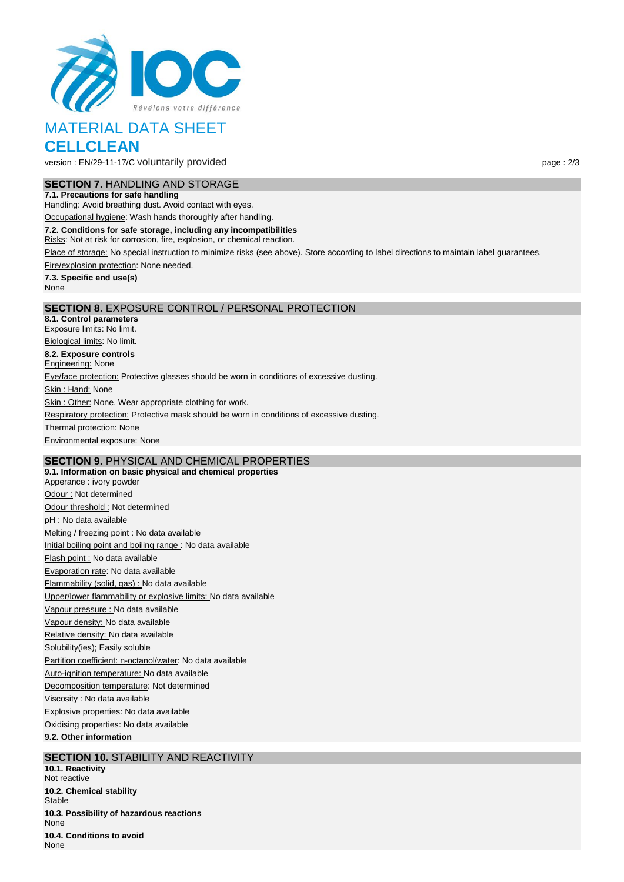# MATERIAL DATA SHEET

# CELLCLEAN

version : EN/29-11-17/C voluntarily provided

## SECTION 7. HANDLING AND STORAGE

**7.1. Precautions for safe handling**

Handling: Avoid breathing dust. Avoid contact with eyes.

Occupational hygiene: Wash hands thoroughly after handling.

**7.2. Conditions for safe storage, including any incompatibilities**

Risks: Not at risk for corrosion, fire, explosion, or chemical reaction.

Place of storage: No special instruction to minimize risks (see above). Store according to label directions to maintain label guarantees.

Fire/explosion protection: None needed.

**7.3. Specific end use(s)**

None

## SECTION 8. EXPOSURE CONTROL / PERSONAL PROTECTION

**8.1. Control parameters**

Exposure limits: No limit.

Biological limits: No limit.

**8.2. Exposure controls**

Engineering: None

Eye/face protection: Protective glasses should be worn in conditions of excessive dusting.

Skin : Hand: None

Skin : Other: None. Wear appropriate clothing for work.

Respiratory protection: Protective mask should be worn in conditions of excessive dusting.

Thermal protection: None

Environmental exposure: None

## SECTION 9. PHYSICAL AND CHEMICAL PROPERTIES

**9.1. Information on basic physical and chemical properties**

Apperance : ivory powder

Odour : Not determined

Odour threshold : Not determined

pH : No data available

Melting / freezing point : No data available

Initial boiling point and boiling range : No data available

Flash point : No data available

Evaporation rate: No data available

Flammability (solid, gas) : No data available

Upper/lower flammability or explosive limits: No data available

Vapour pressure : No data available

Vapour density: No data available

Relative density: No data available

Solubility(ies); Easily soluble

Partition coefficient: n-octanol/water: No data available

Auto-ignition temperature: No data available

Decomposition temperature: Not determined

Viscosity : No data available

Explosive properties: No data available

Oxidising properties: No data available

**9.2. Other information**

## SECTION 10. STABILITY AND REACTIVITY

**10.1. Reactivity**

Not reactive

**10.2. Chemical stability**

Stable

**10.3. Possibility of hazardous reactions**

None

**10.4. Conditions to avoid**

None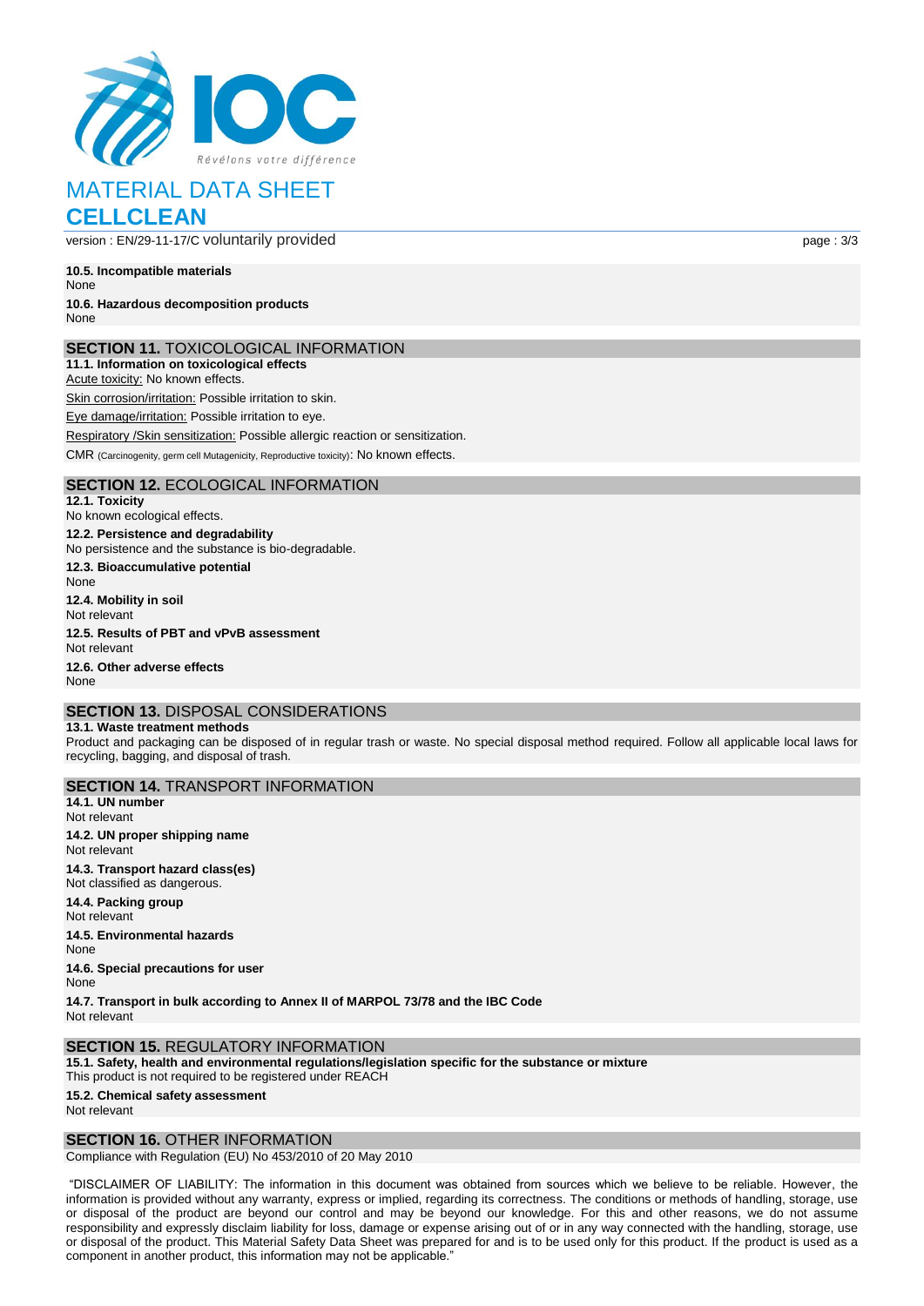**10.5. Incompatible materials**
None

**10.6. Hazardous decomposition products**
None

## SECTION 11. TOXICOLOGICAL INFORMATION

**11.1. Information on toxicological effects**

Acute toxicity: No known effects.

Skin corrosion/irritation: Possible irritation to skin.

Eye damage/irritation: Possible irritation to eye.

Respiratory /Skin sensitization: Possible allergic reaction or sensitization.

CMR (Carcinogenity, germ cell Mutagenicity, Reproductive toxicity): No known effects.

## SECTION 12. ECOLOGICAL INFORMATION

**12.1. Toxicity**
No known ecological effects.

**12.2. Persistence and degradability**
No persistence and the substance is bio-degradable.

**12.3. Bioaccumulative potential**
None

**12.4. Mobility in soil**
Not relevant

**12.5. Results of PBT and vPvB assessment**
Not relevant

**12.6. Other adverse effects**
None

## SECTION 13. DISPOSAL CONSIDERATIONS

**13.1. Waste treatment methods**
Product and packaging can be disposed of in regular trash or waste. No special disposal method required. Follow all applicable local laws for recycling, bagging, and disposal of trash.

## SECTION 14. TRANSPORT INFORMATION

**14.1. UN number**
Not relevant

**14.2. UN proper shipping name**
Not relevant

**14.3. Transport hazard class(es)**
Not classified as dangerous.

**14.4. Packing group**
Not relevant

**14.5. Environmental hazards**
None

**14.6. Special precautions for user**
None

**14.7. Transport in bulk according to Annex II of MARPOL 73/78 and the IBC Code**
Not relevant

## SECTION 15. REGULATORY INFORMATION

**15.1. Safety, health and environmental regulations/legislation specific for the substance or mixture**
This product is not required to be registered under REACH

**15.2. Chemical safety assessment**
Not relevant

## SECTION 16. OTHER INFORMATION

Compliance with Regulation (EU) No 453/2010 of 20 May 2010

"DISCLAIMER OF LIABILITY: The information in this document was obtained from sources which we believe to be reliable. However, the information is provided without any warranty, express or implied, regarding its correctness. The conditions or methods of handling, storage, use or disposal of the product are beyond our control and may be beyond our knowledge. For this and other reasons, we do not assume responsibility and expressly disclaim liability for loss, damage or expense arising out of or in any way connected with the handling, storage, use or disposal of the product. This Material Safety Data Sheet was prepared for and is to be used only for this product. If the product is used as a component in another product, this information may not be applicable."